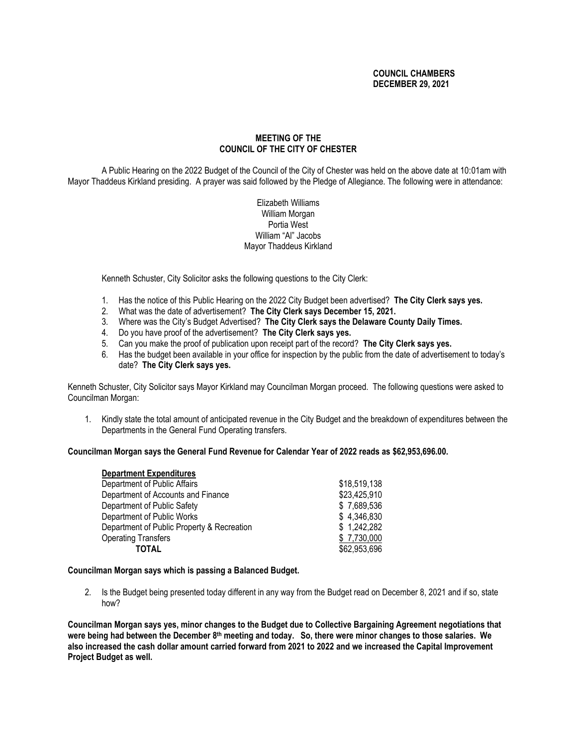**COUNCIL CHAMBERS**
**DECEMBER 29, 2021**

## MEETING OF THE COUNCIL OF THE CITY OF CHESTER

A Public Hearing on the 2022 Budget of the Council of the City of Chester was held on the above date at 10:01am with Mayor Thaddeus Kirkland presiding. A prayer was said followed by the Pledge of Allegiance. The following were in attendance:

Elizabeth Williams
William Morgan
Portia West
William "Al" Jacobs
Mayor Thaddeus Kirkland

Kenneth Schuster, City Solicitor asks the following questions to the City Clerk:

1. Has the notice of this Public Hearing on the 2022 City Budget been advertised? **The City Clerk says yes.**
2. What was the date of advertisement? **The City Clerk says December 15, 2021.**
3. Where was the City's Budget Advertised? **The City Clerk says the Delaware County Daily Times.**
4. Do you have proof of the advertisement? **The City Clerk says yes.**
5. Can you make the proof of publication upon receipt part of the record? **The City Clerk says yes.**
6. Has the budget been available in your office for inspection by the public from the date of advertisement to today's date? **The City Clerk says yes.**

Kenneth Schuster, City Solicitor says Mayor Kirkland may Councilman Morgan proceed. The following questions were asked to Councilman Morgan:

1. Kindly state the total amount of anticipated revenue in the City Budget and the breakdown of expenditures between the Departments in the General Fund Operating transfers.

**Councilman Morgan says the General Fund Revenue for Calendar Year of 2022 reads as $62,953,696.00.**

| **Department Expenditures** | |
|---|---|
| Department of Public Affairs | $18,519,138 |
| Department of Accounts and Finance | $23,425,910 |
| Department of Public Safety | $ 7,689,536 |
| Department of Public Works | $ 4,346,830 |
| Department of Public Property & Recreation | $ 1,242,282 |
| Operating Transfers | $ 7,730,000 |
| **TOTAL** | $62,953,696 |

**Councilman Morgan says which is passing a Balanced Budget.**

2. Is the Budget being presented today different in any way from the Budget read on December 8, 2021 and if so, state how?

**Councilman Morgan says yes, minor changes to the Budget due to Collective Bargaining Agreement negotiations that were being had between the December 8th meeting and today. So, there were minor changes to those salaries. We also increased the cash dollar amount carried forward from 2021 to 2022 and we increased the Capital Improvement Project Budget as well.**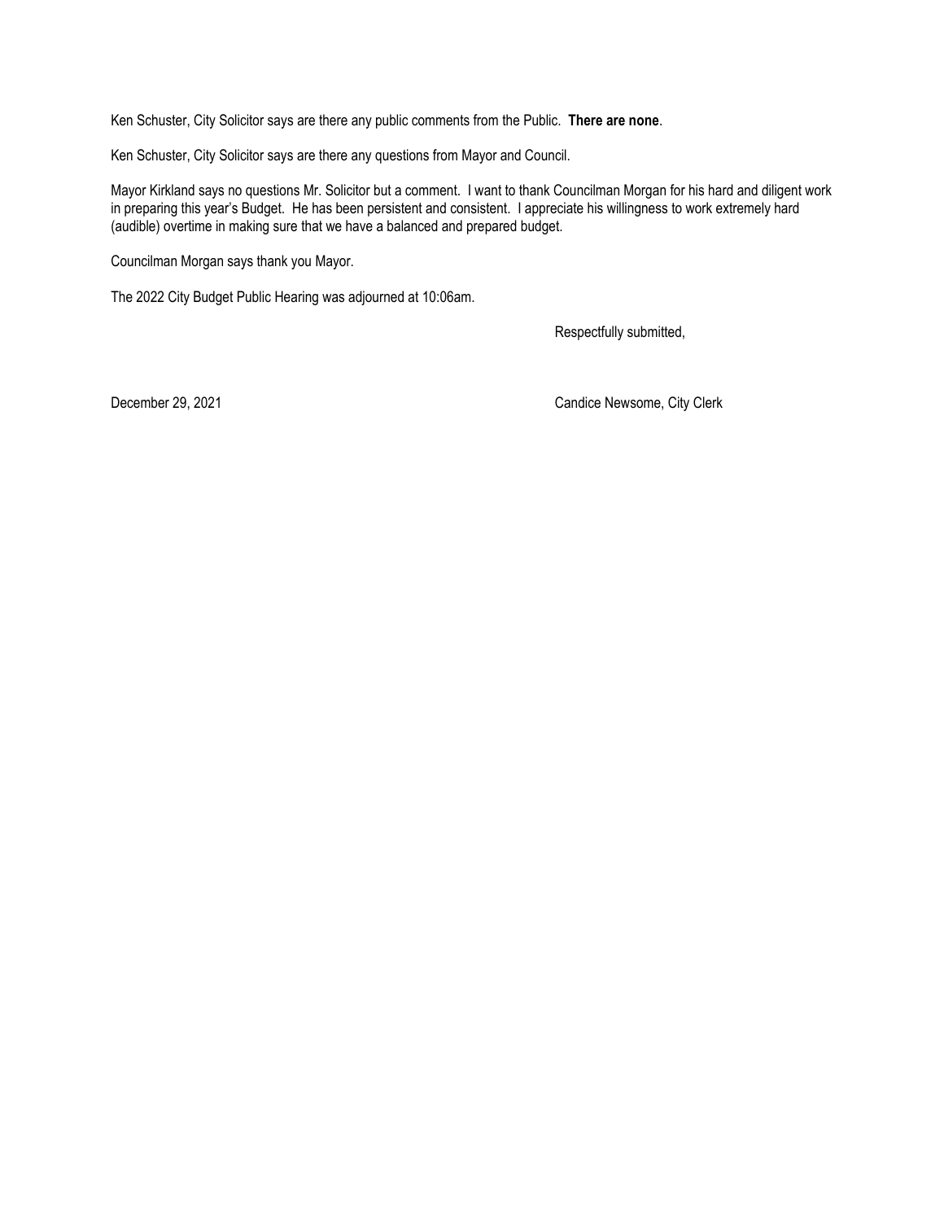Ken Schuster, City Solicitor says are there any public comments from the Public. **There are none**.

Ken Schuster, City Solicitor says are there any questions from Mayor and Council.

Mayor Kirkland says no questions Mr. Solicitor but a comment. I want to thank Councilman Morgan for his hard and diligent work in preparing this year's Budget. He has been persistent and consistent. I appreciate his willingness to work extremely hard (audible) overtime in making sure that we have a balanced and prepared budget.

Councilman Morgan says thank you Mayor.

The 2022 City Budget Public Hearing was adjourned at 10:06am.

Respectfully submitted,

December 29, 2021

Candice Newsome, City Clerk